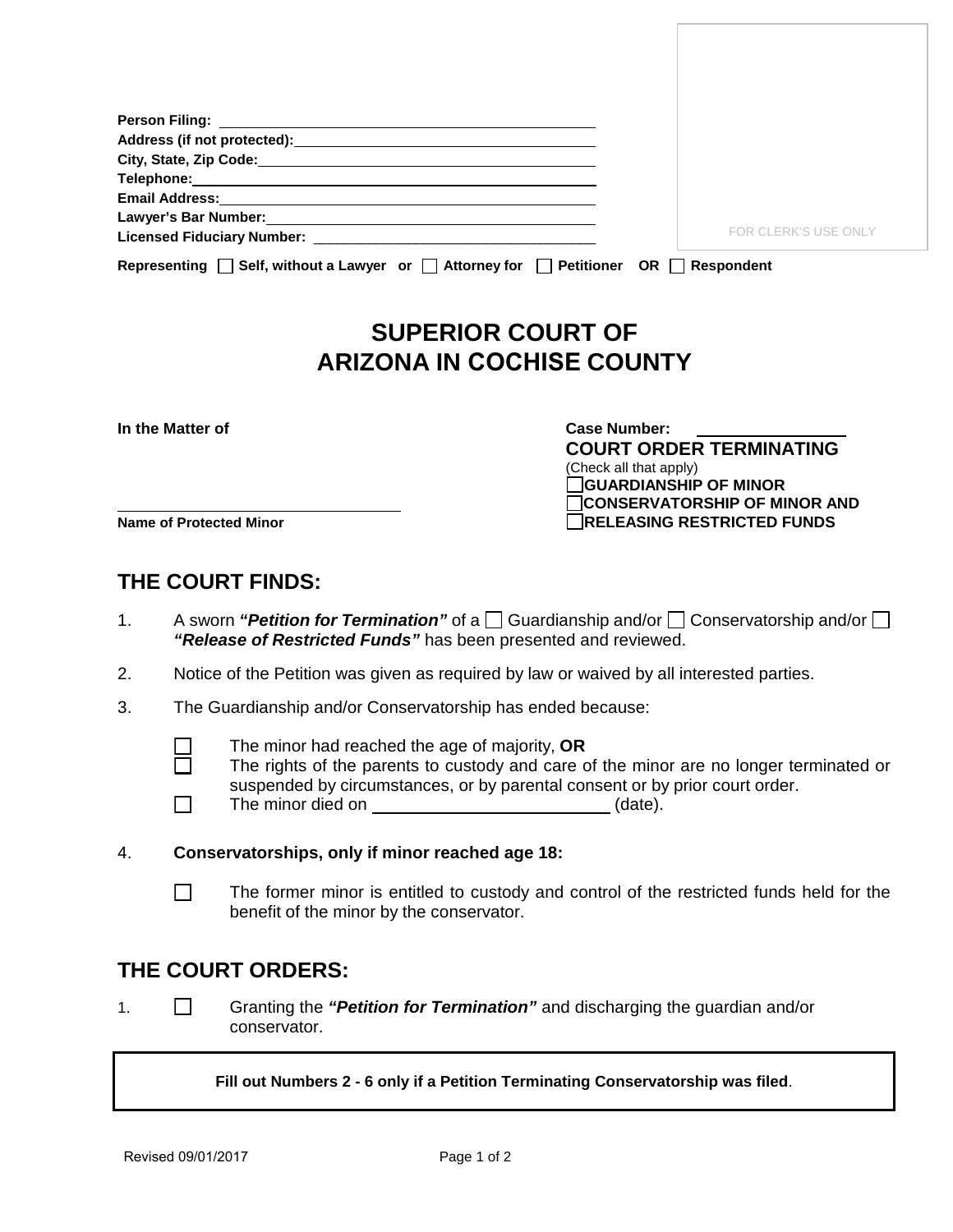**Person Filing:** \_\_\_\_\_\_\_\_\_\_\_\_\_\_\_\_\_\_\_\_\_\_\_\_\_\_\_\_\_\_\_\_\_\_\_\_\_\_\_\_
**Address (if not protected):** \_\_\_\_\_\_\_\_\_\_\_\_\_\_\_\_\_\_\_\_\_\_\_\_\_\_\_\_\_\_\_\_
**City, State, Zip Code:** \_\_\_\_\_\_\_\_\_\_\_\_\_\_\_\_\_\_\_\_\_\_\_\_\_\_\_\_\_\_\_\_\_\_\_
**Telephone:** \_\_\_\_\_\_\_\_\_\_\_\_\_\_\_\_\_\_\_\_\_\_\_\_\_\_\_\_\_\_\_\_\_\_\_\_\_\_\_\_\_\_
**Email Address:** \_\_\_\_\_\_\_\_\_\_\_\_\_\_\_\_\_\_\_\_\_\_\_\_\_\_\_\_\_\_\_\_\_\_\_\_\_\_\_
**Lawyer's Bar Number:** \_\_\_\_\_\_\_\_\_\_\_\_\_\_\_\_\_\_\_\_\_\_\_\_\_\_\_\_\_\_\_\_\_\_
**Licensed Fiduciary Number:** \_\_\_\_\_\_\_\_\_\_\_\_\_\_\_\_\_\_\_\_\_\_\_\_\_\_\_\_\_\_

FOR CLERK'S USE ONLY

**Representing** ☐ **Self, without a Lawyer or** ☐ **Attorney for** ☐ **Petitioner OR** ☐ **Respondent**

# SUPERIOR COURT OF ARIZONA IN COCHISE COUNTY

**In the Matter of**

\_\_\_\_\_\_\_\_\_\_\_\_\_\_\_\_\_\_\_\_\_\_\_\_\_\_\_\_\_\_\_\_\_\_
**Name of Protected Minor**

**Case Number:** \_\_\_\_\_\_\_\_\_\_\_\_\_\_\_\_

**COURT ORDER TERMINATING**
(Check all that apply)
☐ **GUARDIANSHIP OF MINOR**
☐ **CONSERVATORSHIP OF MINOR AND**
☐ **RELEASING RESTRICTED FUNDS**

## THE COURT FINDS:

1. A sworn ***"Petition for Termination"*** of a ☐ Guardianship and/or ☐ Conservatorship and/or ☐ ***"Release of Restricted Funds"*** has been presented and reviewed.

2. Notice of the Petition was given as required by law or waived by all interested parties.

3. The Guardianship and/or Conservatorship has ended because:

   ☐ The minor had reached the age of majority, **OR**
   ☐ The rights of the parents to custody and care of the minor are no longer terminated or suspended by circumstances, or by parental consent or by prior court order.
   ☐ The minor died on \_\_\_\_\_\_\_\_\_\_\_\_\_\_\_\_\_\_\_\_\_\_\_\_\_\_ (date).

4. **Conservatorships, only if minor reached age 18:**

   ☐ The former minor is entitled to custody and control of the restricted funds held for the benefit of the minor by the conservator.

## THE COURT ORDERS:

1. ☐ Granting the ***"Petition for Termination"*** and discharging the guardian and/or conservator.

**Fill out Numbers 2 - 6 only if a Petition Terminating Conservatorship was filed**.

Revised 09/01/2017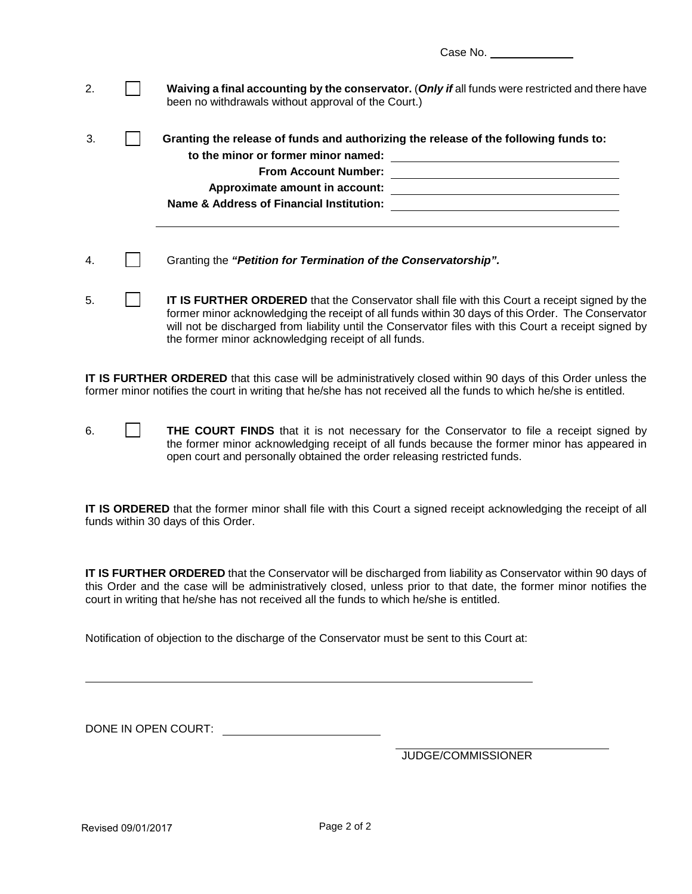Case No. ____________

2. ☐ **Waiving a final accounting by the conservator.** (***Only if*** all funds were restricted and there have been no withdrawals without approval of the Court.)

3. ☐ **Granting the release of funds and authorizing the release of the following funds to:**

   **to the minor or former minor named:** ______________________________

   **From Account Number:** ______________________________

   **Approximate amount in account:** ______________________________

   **Name & Address of Financial Institution:** ______________________________

   ____________________________________________________________

4. ☐ Granting the ***"Petition for Termination of the Conservatorship".***

5. ☐ **IT IS FURTHER ORDERED** that the Conservator shall file with this Court a receipt signed by the former minor acknowledging the receipt of all funds within 30 days of this Order. The Conservator will not be discharged from liability until the Conservator files with this Court a receipt signed by the former minor acknowledging receipt of all funds.

**IT IS FURTHER ORDERED** that this case will be administratively closed within 90 days of this Order unless the former minor notifies the court in writing that he/she has not received all the funds to which he/she is entitled.

6. ☐ **THE COURT FINDS** that it is not necessary for the Conservator to file a receipt signed by the former minor acknowledging receipt of all funds because the former minor has appeared in open court and personally obtained the order releasing restricted funds.

**IT IS ORDERED** that the former minor shall file with this Court a signed receipt acknowledging the receipt of all funds within 30 days of this Order.

**IT IS FURTHER ORDERED** that the Conservator will be discharged from liability as Conservator within 90 days of this Order and the case will be administratively closed, unless prior to that date, the former minor notifies the court in writing that he/she has not received all the funds to which he/she is entitled.

Notification of objection to the discharge of the Conservator must be sent to this Court at:

____________________________________________________________

DONE IN OPEN COURT: ______________________

______________________________
JUDGE/COMMISSIONER

Revised 09/01/2017